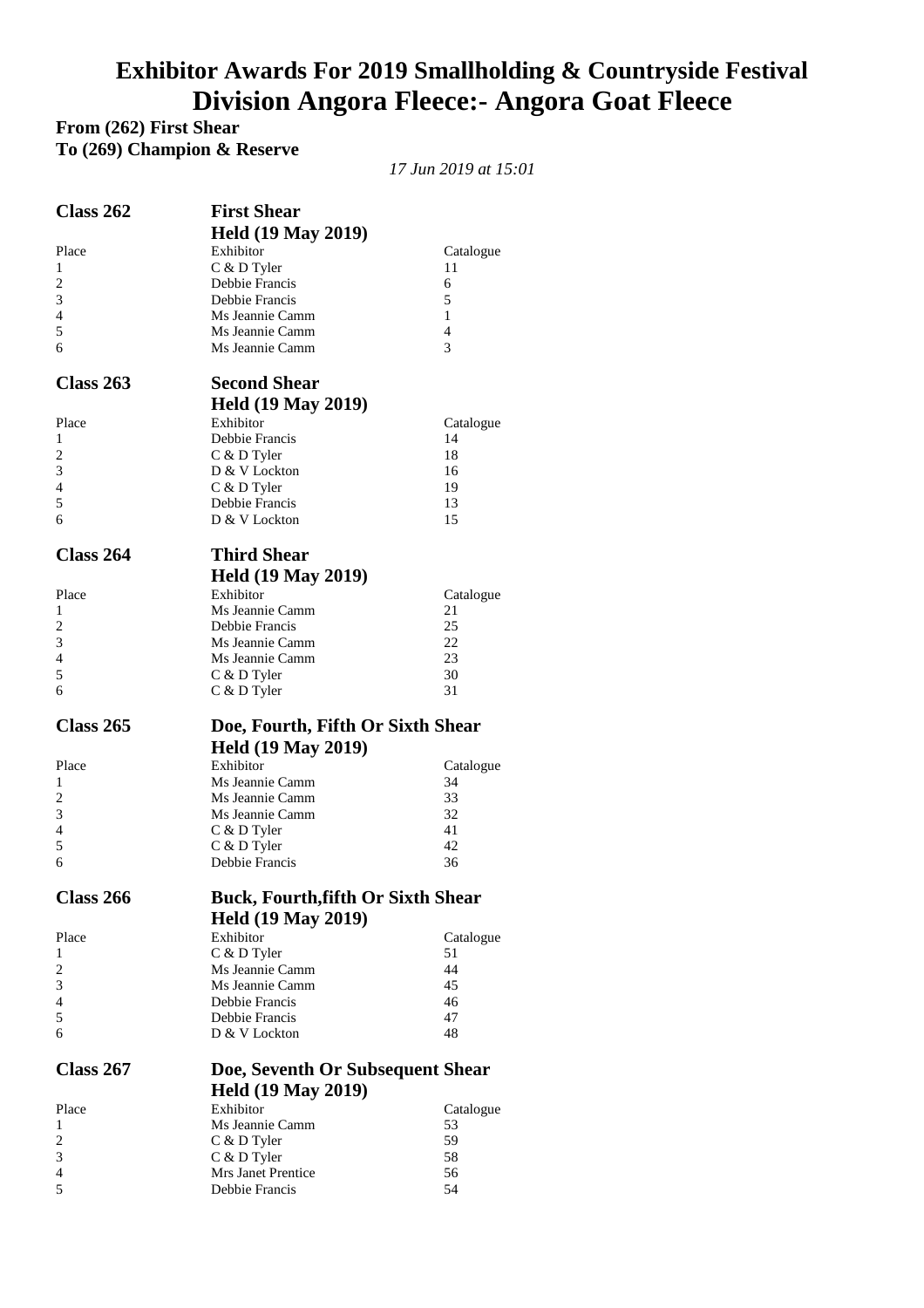# Exhibitor Awards For 2019 Smallholding & Countryside Festival
# Division Angora Fleece:- Angora Goat Fleece

**From (262) First Shear**
**To (269) Champion & Reserve**

*17 Jun 2019 at 15:01*

## Class 262 — First Shear
**Held (19 May 2019)**

| Place | Exhibitor | Catalogue |
|---|---|---|
| 1 | C & D Tyler | 11 |
| 2 | Debbie Francis | 6 |
| 3 | Debbie Francis | 5 |
| 4 | Ms Jeannie Camm | 1 |
| 5 | Ms Jeannie Camm | 4 |
| 6 | Ms Jeannie Camm | 3 |

## Class 263 — Second Shear
**Held (19 May 2019)**

| Place | Exhibitor | Catalogue |
|---|---|---|
| 1 | Debbie Francis | 14 |
| 2 | C & D Tyler | 18 |
| 3 | D & V Lockton | 16 |
| 4 | C & D Tyler | 19 |
| 5 | Debbie Francis | 13 |
| 6 | D & V Lockton | 15 |

## Class 264 — Third Shear
**Held (19 May 2019)**

| Place | Exhibitor | Catalogue |
|---|---|---|
| 1 | Ms Jeannie Camm | 21 |
| 2 | Debbie Francis | 25 |
| 3 | Ms Jeannie Camm | 22 |
| 4 | Ms Jeannie Camm | 23 |
| 5 | C & D Tyler | 30 |
| 6 | C & D Tyler | 31 |

## Class 265 — Doe, Fourth, Fifth Or Sixth Shear
**Held (19 May 2019)**

| Place | Exhibitor | Catalogue |
|---|---|---|
| 1 | Ms Jeannie Camm | 34 |
| 2 | Ms Jeannie Camm | 33 |
| 3 | Ms Jeannie Camm | 32 |
| 4 | C & D Tyler | 41 |
| 5 | C & D Tyler | 42 |
| 6 | Debbie Francis | 36 |

## Class 266 — Buck, Fourth,fifth Or Sixth Shear
**Held (19 May 2019)**

| Place | Exhibitor | Catalogue |
|---|---|---|
| 1 | C & D Tyler | 51 |
| 2 | Ms Jeannie Camm | 44 |
| 3 | Ms Jeannie Camm | 45 |
| 4 | Debbie Francis | 46 |
| 5 | Debbie Francis | 47 |
| 6 | D & V Lockton | 48 |

## Class 267 — Doe, Seventh Or Subsequent Shear
**Held (19 May 2019)**

| Place | Exhibitor | Catalogue |
|---|---|---|
| 1 | Ms Jeannie Camm | 53 |
| 2 | C & D Tyler | 59 |
| 3 | C & D Tyler | 58 |
| 4 | Mrs Janet Prentice | 56 |
| 5 | Debbie Francis | 54 |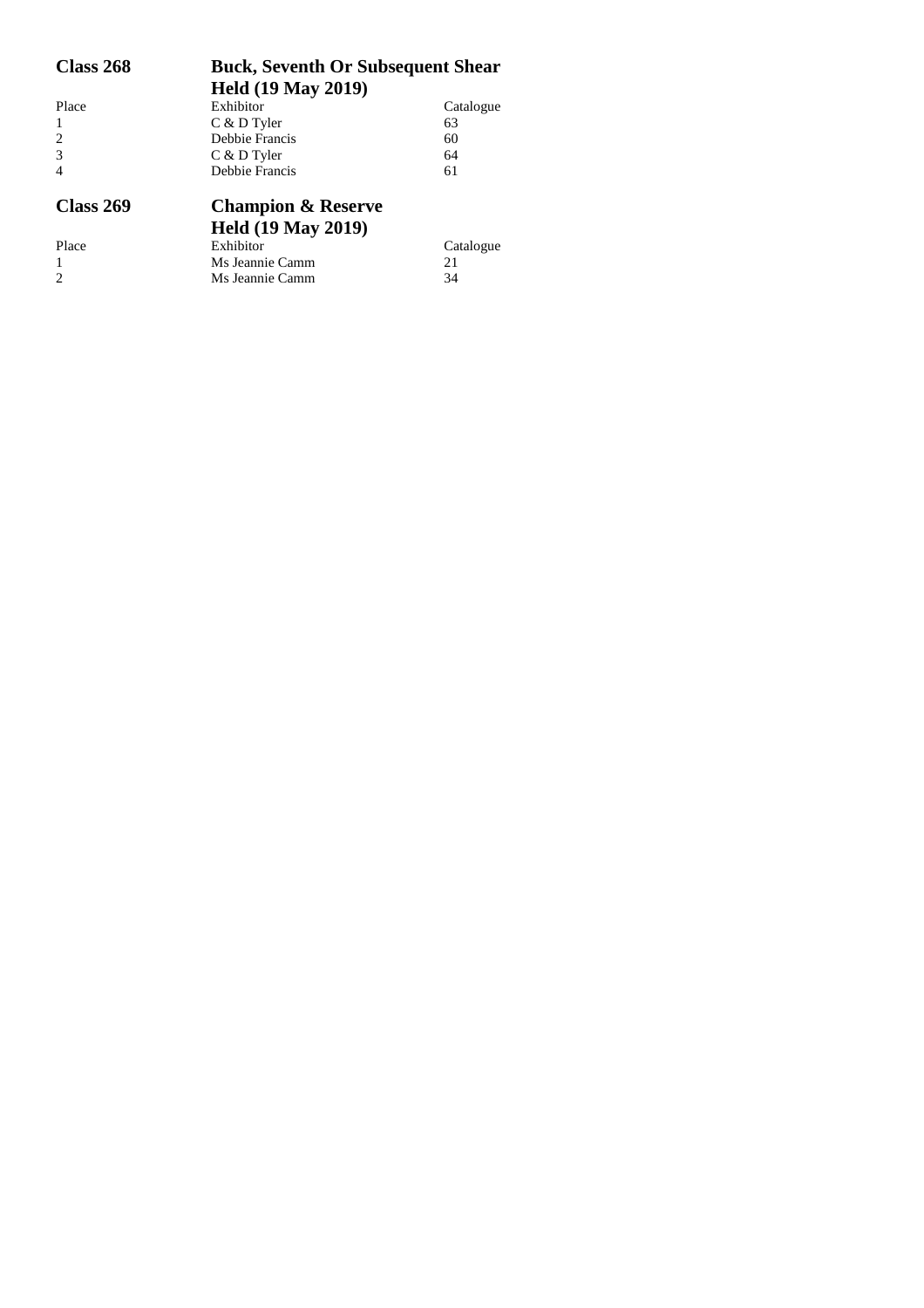## Class 268 Buck, Seventh Or Subsequent Shear

### Held (19 May 2019)

| Place | Exhibitor | Catalogue |
|---|---|---|
| 1 | C & D Tyler | 63 |
| 2 | Debbie Francis | 60 |
| 3 | C & D Tyler | 64 |
| 4 | Debbie Francis | 61 |

## Class 269 Champion & Reserve

### Held (19 May 2019)

| Place | Exhibitor | Catalogue |
|---|---|---|
| 1 | Ms Jeannie Camm | 21 |
| 2 | Ms Jeannie Camm | 34 |